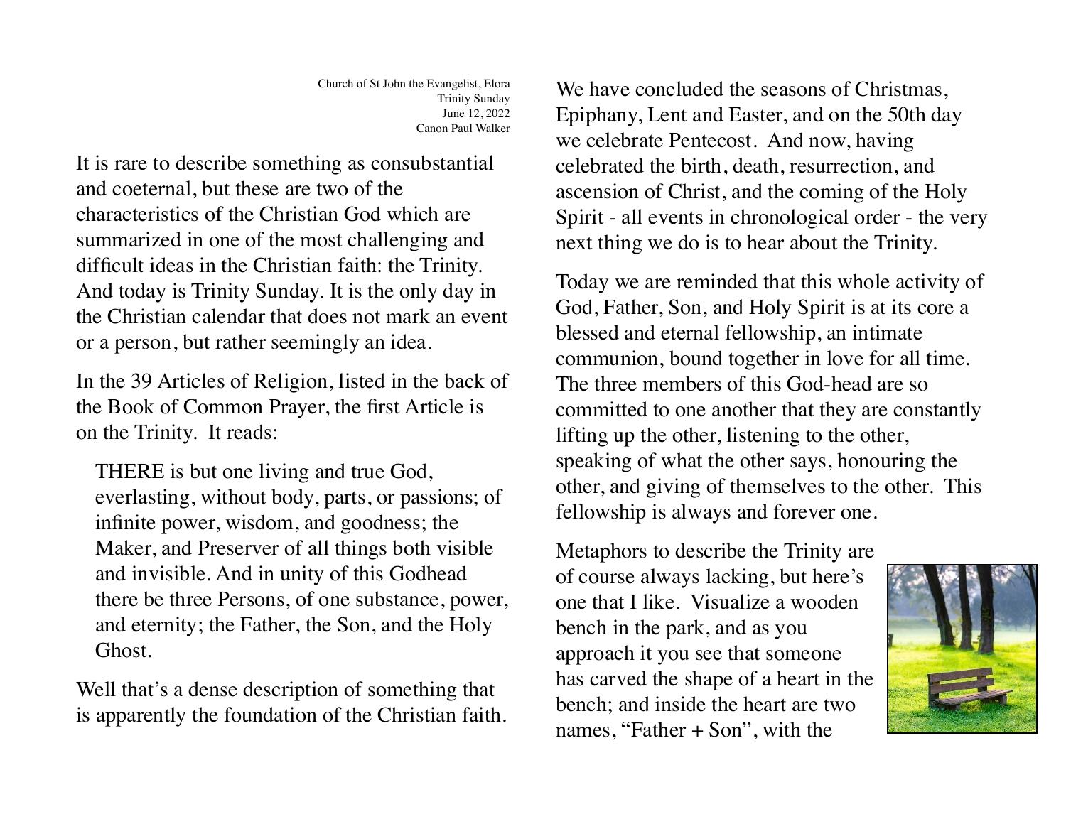Church of St John the Evangelist, Elora
Trinity Sunday
June 12, 2022
Canon Paul Walker

It is rare to describe something as consubstantial and coeternal, but these are two of the characteristics of the Christian God which are summarized in one of the most challenging and difficult ideas in the Christian faith: the Trinity. And today is Trinity Sunday. It is the only day in the Christian calendar that does not mark an event or a person, but rather seemingly an idea.

In the 39 Articles of Religion, listed in the back of the Book of Common Prayer, the first Article is on the Trinity. It reads:

> THERE is but one living and true God, everlasting, without body, parts, or passions; of infinite power, wisdom, and goodness; the Maker, and Preserver of all things both visible and invisible. And in unity of this Godhead there be three Persons, of one substance, power, and eternity; the Father, the Son, and the Holy Ghost.

Well that's a dense description of something that is apparently the foundation of the Christian faith.

We have concluded the seasons of Christmas, Epiphany, Lent and Easter, and on the 50th day we celebrate Pentecost. And now, having celebrated the birth, death, resurrection, and ascension of Christ, and the coming of the Holy Spirit - all events in chronological order - the very next thing we do is to hear about the Trinity.

Today we are reminded that this whole activity of God, Father, Son, and Holy Spirit is at its core a blessed and eternal fellowship, an intimate communion, bound together in love for all time. The three members of this God-head are so committed to one another that they are constantly lifting up the other, listening to the other, speaking of what the other says, honouring the other, and giving of themselves to the other. This fellowship is always and forever one.

Metaphors to describe the Trinity are of course always lacking, but here's one that I like. Visualize a wooden bench in the park, and as you approach it you see that someone has carved the shape of a heart in the bench; and inside the heart are two names, "Father + Son", with the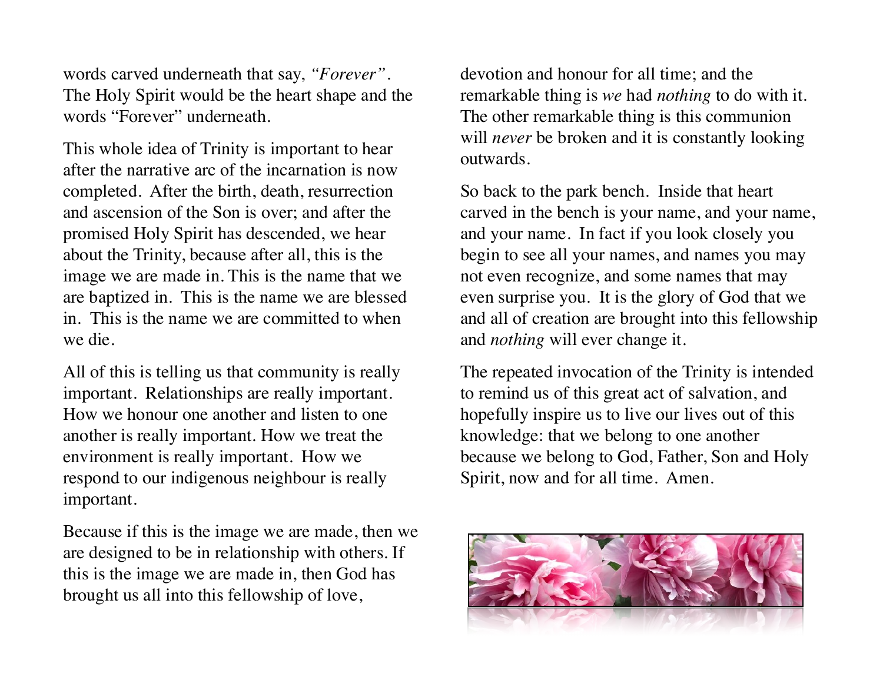words carved underneath that say, *"Forever"*. The Holy Spirit would be the heart shape and the words "Forever" underneath.

This whole idea of Trinity is important to hear after the narrative arc of the incarnation is now completed. After the birth, death, resurrection and ascension of the Son is over; and after the promised Holy Spirit has descended, we hear about the Trinity, because after all, this is the image we are made in. This is the name that we are baptized in. This is the name we are blessed in. This is the name we are committed to when we die.

All of this is telling us that community is really important. Relationships are really important. How we honour one another and listen to one another is really important. How we treat the environment is really important. How we respond to our indigenous neighbour is really important.

Because if this is the image we are made, then we are designed to be in relationship with others. If this is the image we are made in, then God has brought us all into this fellowship of love, devotion and honour for all time; and the remarkable thing is *we* had *nothing* to do with it. The other remarkable thing is this communion will *never* be broken and it is constantly looking outwards.

So back to the park bench. Inside that heart carved in the bench is your name, and your name, and your name. In fact if you look closely you begin to see all your names, and names you may not even recognize, and some names that may even surprise you. It is the glory of God that we and all of creation are brought into this fellowship and *nothing* will ever change it.

The repeated invocation of the Trinity is intended to remind us of this great act of salvation, and hopefully inspire us to live our lives out of this knowledge: that we belong to one another because we belong to God, Father, Son and Holy Spirit, now and for all time. Amen.